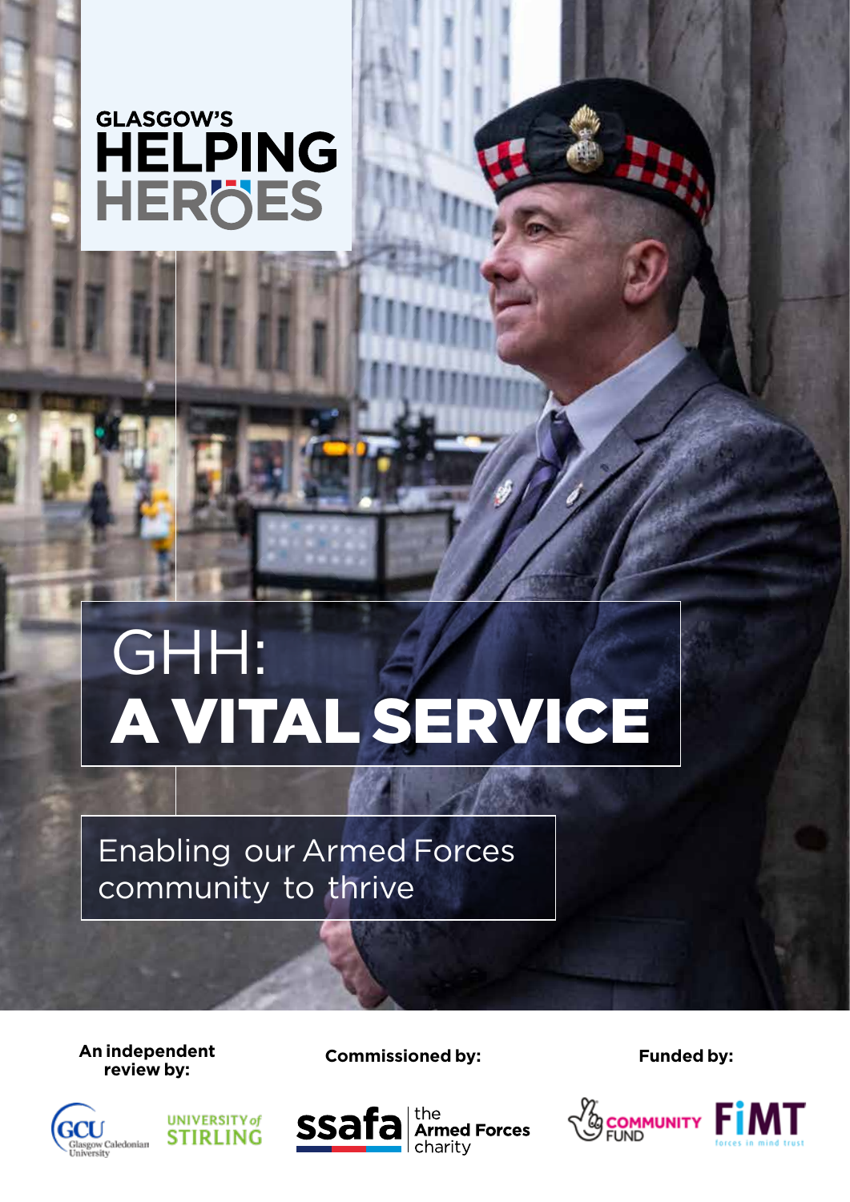GLASGOW'S HELPING HEROES

# GHH: A VITAL SERVICE

## Enabling our Armed Forces community to thrive

**An independent review by:**

Glasgow Caledonian University

University of Stirling

**Commissioned by:**

ssafa the Armed Forces charity

**Funded by:**

Community Fund

FiMT forces in mind trust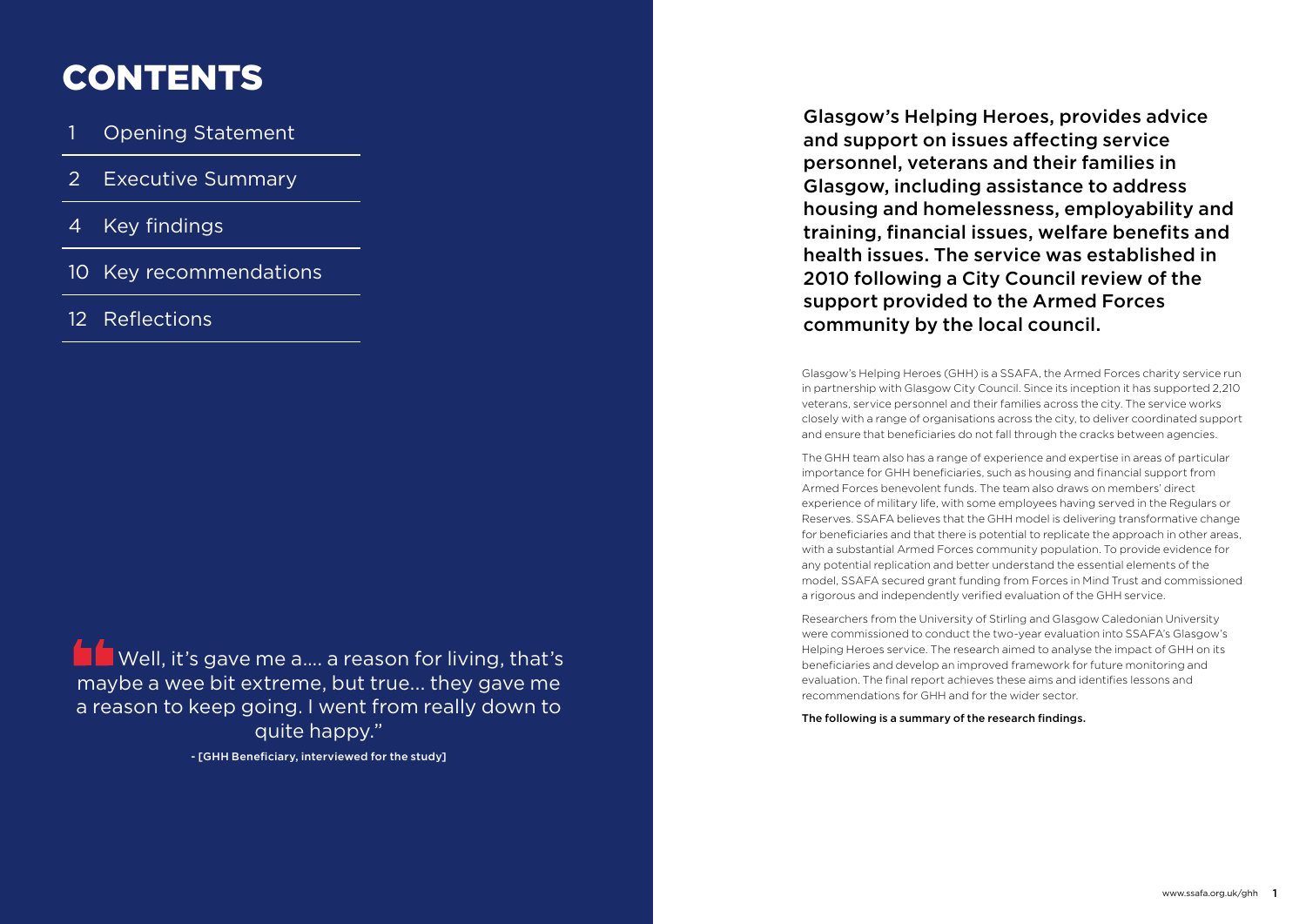# CONTENTS

- 1 Opening Statement
- 2 Executive Summary
- 4 Key findings
- 10 Key recommendations
- 12 Reflections

> Well, it's gave me a.... a reason for living, that's maybe a wee bit extreme, but true... they gave me a reason to keep going. I went from really down to quite happy."
>
> - [GHH Beneficiary, interviewed for the study]

**Glasgow's Helping Heroes, provides advice and support on issues affecting service personnel, veterans and their families in Glasgow, including assistance to address housing and homelessness, employability and training, financial issues, welfare benefits and health issues. The service was established in 2010 following a City Council review of the support provided to the Armed Forces community by the local council.**

Glasgow's Helping Heroes (GHH) is a SSAFA, the Armed Forces charity service run in partnership with Glasgow City Council. Since its inception it has supported 2,210 veterans, service personnel and their families across the city. The service works closely with a range of organisations across the city, to deliver coordinated support and ensure that beneficiaries do not fall through the cracks between agencies.

The GHH team also has a range of experience and expertise in areas of particular importance for GHH beneficiaries, such as housing and financial support from Armed Forces benevolent funds. The team also draws on members' direct experience of military life, with some employees having served in the Regulars or Reserves. SSAFA believes that the GHH model is delivering transformative change for beneficiaries and that there is potential to replicate the approach in other areas, with a substantial Armed Forces community population. To provide evidence for any potential replication and better understand the essential elements of the model, SSAFA secured grant funding from Forces in Mind Trust and commissioned a rigorous and independently verified evaluation of the GHH service.

Researchers from the University of Stirling and Glasgow Caledonian University were commissioned to conduct the two-year evaluation into SSAFA's Glasgow's Helping Heroes service. The research aimed to analyse the impact of GHH on its beneficiaries and develop an improved framework for future monitoring and evaluation. The final report achieves these aims and identifies lessons and recommendations for GHH and for the wider sector.

**The following is a summary of the research findings.**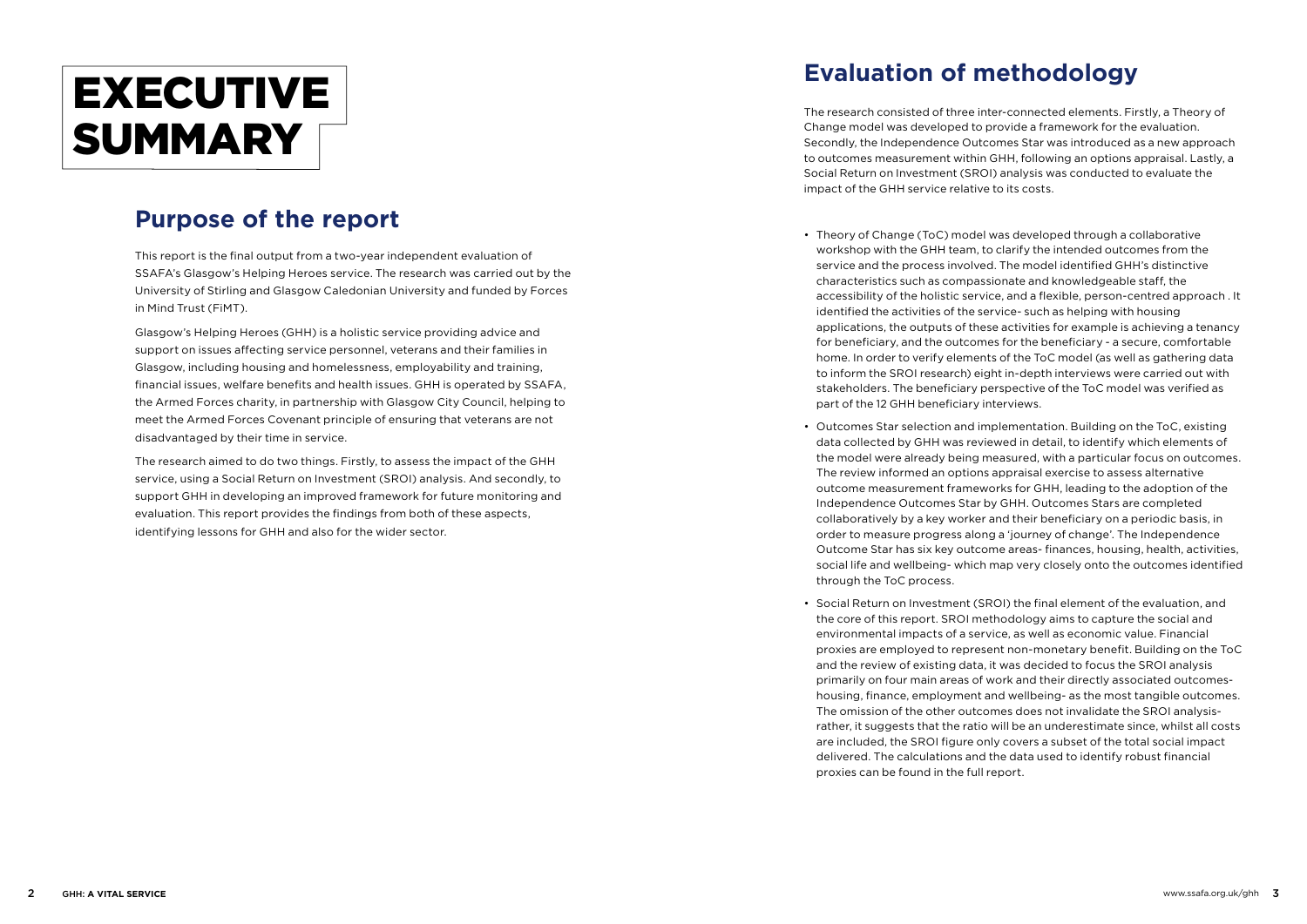# EXECUTIVE SUMMARY

## Purpose of the report

This report is the final output from a two-year independent evaluation of SSAFA's Glasgow's Helping Heroes service. The research was carried out by the University of Stirling and Glasgow Caledonian University and funded by Forces in Mind Trust (FiMT).

Glasgow's Helping Heroes (GHH) is a holistic service providing advice and support on issues affecting service personnel, veterans and their families in Glasgow, including housing and homelessness, employability and training, financial issues, welfare benefits and health issues. GHH is operated by SSAFA, the Armed Forces charity, in partnership with Glasgow City Council, helping to meet the Armed Forces Covenant principle of ensuring that veterans are not disadvantaged by their time in service.

The research aimed to do two things. Firstly, to assess the impact of the GHH service, using a Social Return on Investment (SROI) analysis. And secondly, to support GHH in developing an improved framework for future monitoring and evaluation. This report provides the findings from both of these aspects, identifying lessons for GHH and also for the wider sector.

## Evaluation of methodology

The research consisted of three inter-connected elements. Firstly, a Theory of Change model was developed to provide a framework for the evaluation. Secondly, the Independence Outcomes Star was introduced as a new approach to outcomes measurement within GHH, following an options appraisal. Lastly, a Social Return on Investment (SROI) analysis was conducted to evaluate the impact of the GHH service relative to its costs.

- Theory of Change (ToC) model was developed through a collaborative workshop with the GHH team, to clarify the intended outcomes from the service and the process involved. The model identified GHH's distinctive characteristics such as compassionate and knowledgeable staff, the accessibility of the holistic service, and a flexible, person-centred approach . It identified the activities of the service- such as helping with housing applications, the outputs of these activities for example is achieving a tenancy for beneficiary, and the outcomes for the beneficiary - a secure, comfortable home. In order to verify elements of the ToC model (as well as gathering data to inform the SROI research) eight in-depth interviews were carried out with stakeholders. The beneficiary perspective of the ToC model was verified as part of the 12 GHH beneficiary interviews.
- Outcomes Star selection and implementation. Building on the ToC, existing data collected by GHH was reviewed in detail, to identify which elements of the model were already being measured, with a particular focus on outcomes. The review informed an options appraisal exercise to assess alternative outcome measurement frameworks for GHH, leading to the adoption of the Independence Outcomes Star by GHH. Outcomes Stars are completed collaboratively by a key worker and their beneficiary on a periodic basis, in order to measure progress along a 'journey of change'. The Independence Outcome Star has six key outcome areas- finances, housing, health, activities, social life and wellbeing- which map very closely onto the outcomes identified through the ToC process.
- Social Return on Investment (SROI) the final element of the evaluation, and the core of this report. SROI methodology aims to capture the social and environmental impacts of a service, as well as economic value. Financial proxies are employed to represent non-monetary benefit. Building on the ToC and the review of existing data, it was decided to focus the SROI analysis primarily on four main areas of work and their directly associated outcomes- housing, finance, employment and wellbeing- as the most tangible outcomes. The omission of the other outcomes does not invalidate the SROI analysis- rather, it suggests that the ratio will be an underestimate since, whilst all costs are included, the SROI figure only covers a subset of the total social impact delivered. The calculations and the data used to identify robust financial proxies can be found in the full report.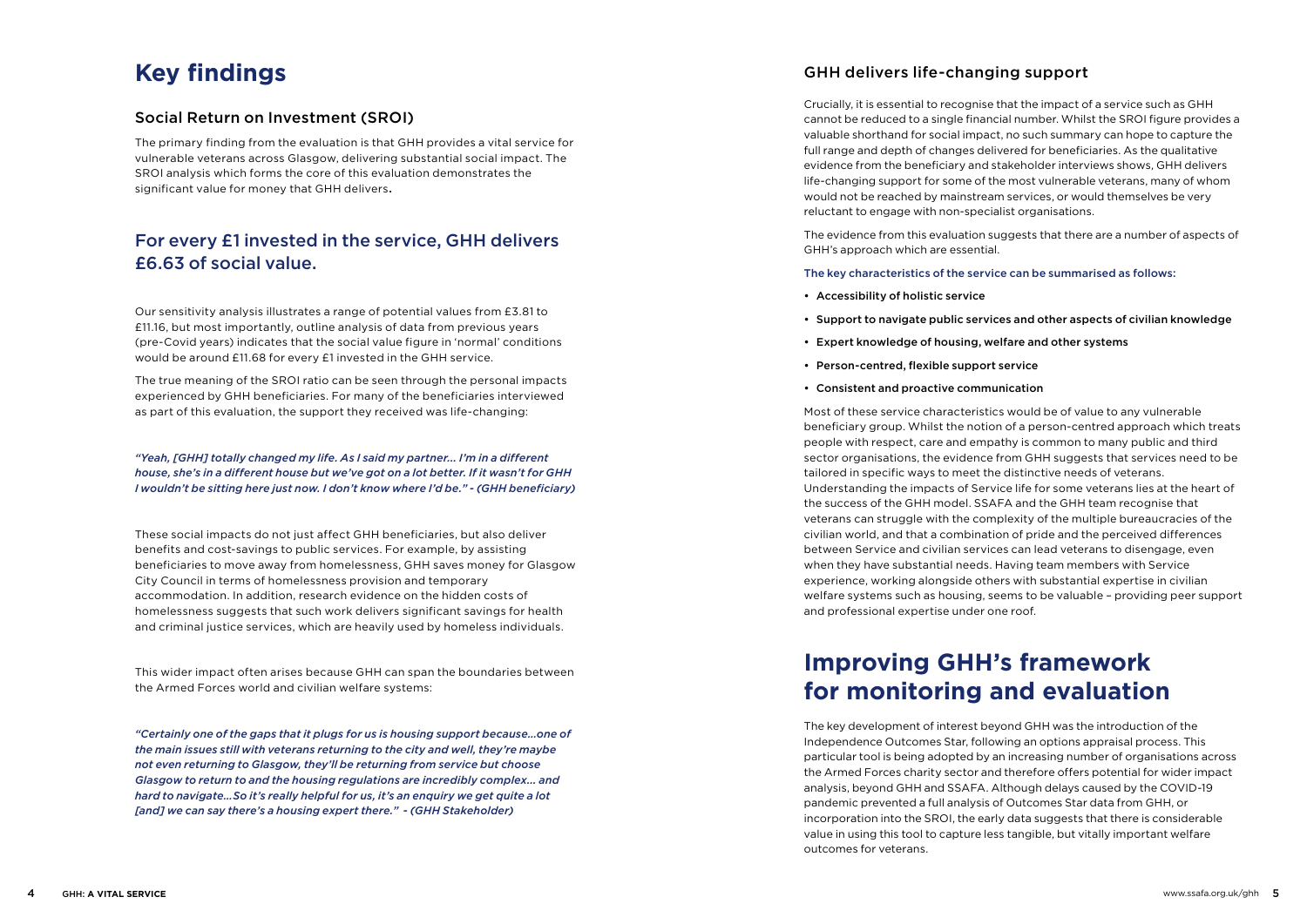# Key findings

## Social Return on Investment (SROI)

The primary finding from the evaluation is that GHH provides a vital service for vulnerable veterans across Glasgow, delivering substantial social impact. The SROI analysis which forms the core of this evaluation demonstrates the significant value for money that GHH delivers.

## For every £1 invested in the service, GHH delivers £6.63 of social value.

Our sensitivity analysis illustrates a range of potential values from £3.81 to £11.16, but most importantly, outline analysis of data from previous years (pre-Covid years) indicates that the social value figure in 'normal' conditions would be around £11.68 for every £1 invested in the GHH service.

The true meaning of the SROI ratio can be seen through the personal impacts experienced by GHH beneficiaries. For many of the beneficiaries interviewed as part of this evaluation, the support they received was life-changing:

*"Yeah, [GHH] totally changed my life. As I said my partner... I'm in a different house, she's in a different house but we've got on a lot better. If it wasn't for GHH I wouldn't be sitting here just now. I don't know where I'd be." - (GHH beneficiary)*

These social impacts do not just affect GHH beneficiaries, but also deliver benefits and cost-savings to public services. For example, by assisting beneficiaries to move away from homelessness, GHH saves money for Glasgow City Council in terms of homelessness provision and temporary accommodation. In addition, research evidence on the hidden costs of homelessness suggests that such work delivers significant savings for health and criminal justice services, which are heavily used by homeless individuals.

This wider impact often arises because GHH can span the boundaries between the Armed Forces world and civilian welfare systems:

*"Certainly one of the gaps that it plugs for us is housing support because…one of the main issues still with veterans returning to the city and well, they're maybe not even returning to Glasgow, they'll be returning from service but choose Glasgow to return to and the housing regulations are incredibly complex… and hard to navigate…So it's really helpful for us, it's an enquiry we get quite a lot [and] we can say there's a housing expert there." - (GHH Stakeholder)*

## GHH delivers life-changing support

Crucially, it is essential to recognise that the impact of a service such as GHH cannot be reduced to a single financial number. Whilst the SROI figure provides a valuable shorthand for social impact, no such summary can hope to capture the full range and depth of changes delivered for beneficiaries. As the qualitative evidence from the beneficiary and stakeholder interviews shows, GHH delivers life-changing support for some of the most vulnerable veterans, many of whom would not be reached by mainstream services, or would themselves be very reluctant to engage with non-specialist organisations.

The evidence from this evaluation suggests that there are a number of aspects of GHH's approach which are essential.

The key characteristics of the service can be summarised as follows:

- Accessibility of holistic service
- Support to navigate public services and other aspects of civilian knowledge
- Expert knowledge of housing, welfare and other systems
- Person-centred, flexible support service
- Consistent and proactive communication

Most of these service characteristics would be of value to any vulnerable beneficiary group. Whilst the notion of a person-centred approach which treats people with respect, care and empathy is common to many public and third sector organisations, the evidence from GHH suggests that services need to be tailored in specific ways to meet the distinctive needs of veterans. Understanding the impacts of Service life for some veterans lies at the heart of the success of the GHH model. SSAFA and the GHH team recognise that veterans can struggle with the complexity of the multiple bureaucracies of the civilian world, and that a combination of pride and the perceived differences between Service and civilian services can lead veterans to disengage, even when they have substantial needs. Having team members with Service experience, working alongside others with substantial expertise in civilian welfare systems such as housing, seems to be valuable – providing peer support and professional expertise under one roof.

# Improving GHH's framework for monitoring and evaluation

The key development of interest beyond GHH was the introduction of the Independence Outcomes Star, following an options appraisal process. This particular tool is being adopted by an increasing number of organisations across the Armed Forces charity sector and therefore offers potential for wider impact analysis, beyond GHH and SSAFA. Although delays caused by the COVID-19 pandemic prevented a full analysis of Outcomes Star data from GHH, or incorporation into the SROI, the early data suggests that there is considerable value in using this tool to capture less tangible, but vitally important welfare outcomes for veterans.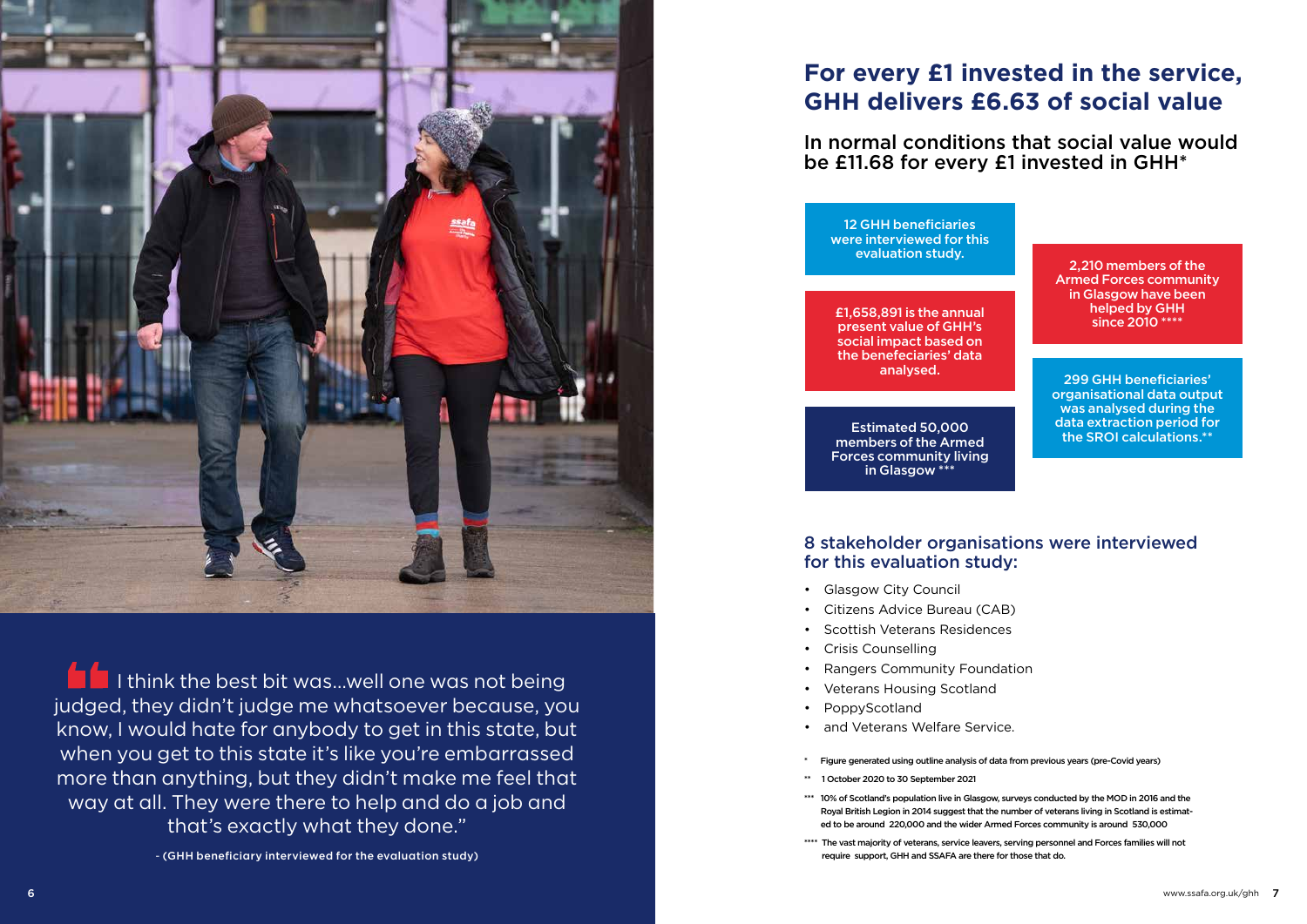> I think the best bit was...well one was not being judged, they didn't judge me whatsoever because, you know, I would hate for anybody to get in this state, but when you get to this state it's like you're embarrassed more than anything, but they didn't make me feel that way at all. They were there to help and do a job and that's exactly what they done."
>
> - (GHH beneficiary interviewed for the evaluation study)

## For every £1 invested in the service, GHH delivers £6.63 of social value

### In normal conditions that social value would be £11.68 for every £1 invested in GHH*

12 GHH beneficiaries were interviewed for this evaluation study.

£1,658,891 is the annual present value of GHH's social impact based on the benefeciaries' data analysed.

Estimated 50,000 members of the Armed Forces community living in Glasgow ***

2,210 members of the Armed Forces community in Glasgow have been helped by GHH since 2010 ****

299 GHH beneficiaries' organisational data output was analysed during the data extraction period for the SROI calculations.**

### 8 stakeholder organisations were interviewed for this evaluation study:

- Glasgow City Council
- Citizens Advice Bureau (CAB)
- Scottish Veterans Residences
- Crisis Counselling
- Rangers Community Foundation
- Veterans Housing Scotland
- PoppyScotland
- and Veterans Welfare Service.

\* Figure generated using outline analysis of data from previous years (pre-Covid years)

** 1 October 2020 to 30 September 2021

*** 10% of Scotland's population live in Glasgow, surveys conducted by the MOD in 2016 and the Royal British Legion in 2014 suggest that the number of veterans living in Scotland is estimated to be around 220,000 and the wider Armed Forces community is around 530,000

**** The vast majority of veterans, service leavers, serving personnel and Forces families will not require support, GHH and SSAFA are there for those that do.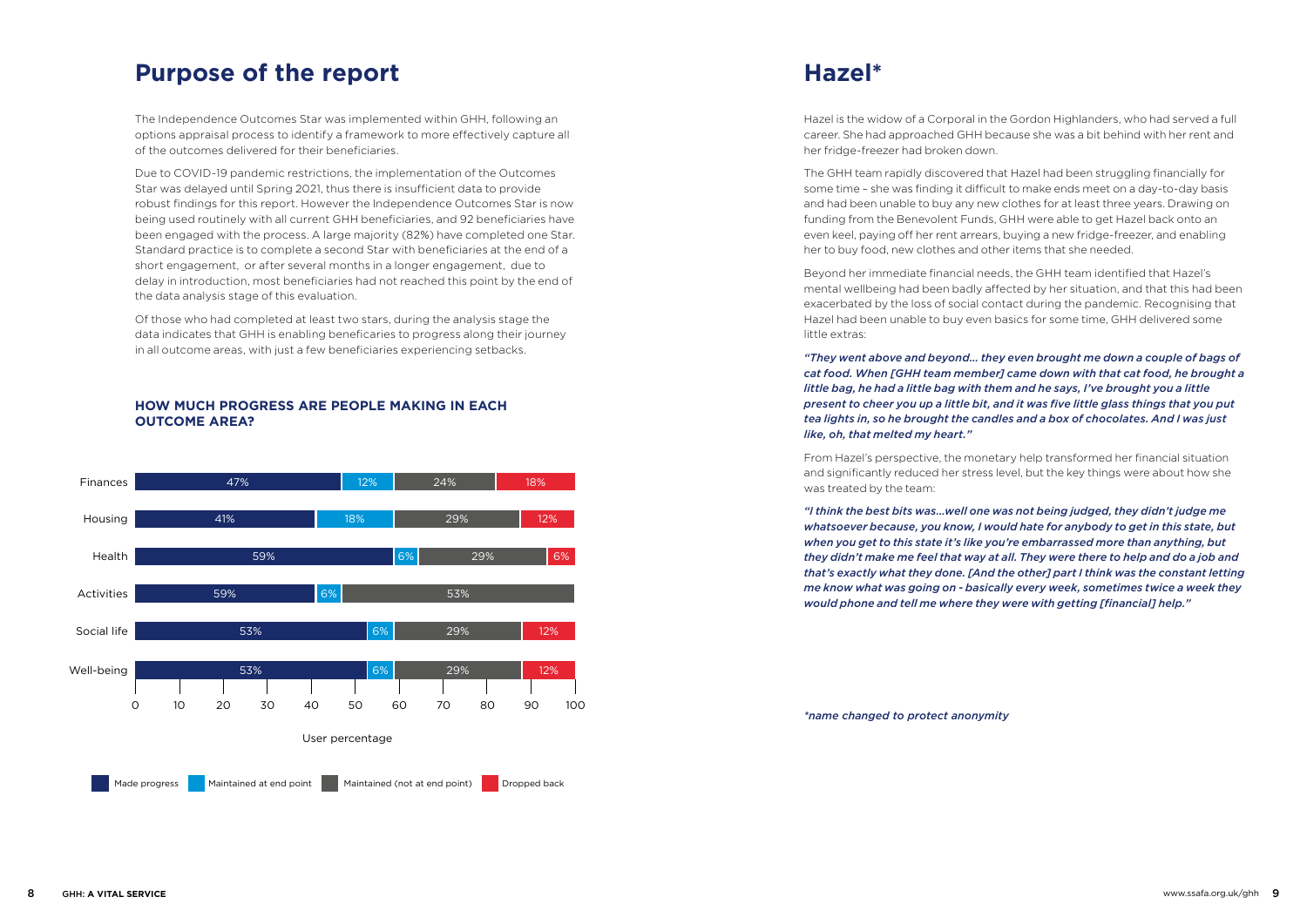## Purpose of the report

The Independence Outcomes Star was implemented within GHH, following an options appraisal process to identify a framework to more effectively capture all of the outcomes delivered for their beneficiaries.

Due to COVID-19 pandemic restrictions, the implementation of the Outcomes Star was delayed until Spring 2021, thus there is insufficient data to provide robust findings for this report. However the Independence Outcomes Star is now being used routinely with all current GHH beneficiaries, and 92 beneficiaries have been engaged with the process. A large majority (82%) have completed one Star. Standard practice is to complete a second Star with beneficiaries at the end of a short engagement, or after several months in a longer engagement, due to delay in introduction, most beneficiaries had not reached this point by the end of the data analysis stage of this evaluation.

Of those who had completed at least two stars, during the analysis stage the data indicates that GHH is enabling beneficaries to progress along their journey in all outcome areas, with just a few beneficiaries experiencing setbacks.

### HOW MUCH PROGRESS ARE PEOPLE MAKING IN EACH OUTCOME AREA?

| Outcome area | Made progress | Maintained at end point | Maintained (not at end point) | Dropped back |
|---|---|---|---|---|
| Finances | 47% | 12% | 24% | 18% |
| Housing | 41% | 18% | 29% | 12% |
| Health | 59% | 6% | 29% | 6% |
| Activities | 59% | 6% | 53% | |
| Social life | 53% | 6% | 29% | 12% |
| Well-being | 53% | 6% | 29% | 12% |

User percentage

## Hazel*

Hazel is the widow of a Corporal in the Gordon Highlanders, who had served a full career. She had approached GHH because she was a bit behind with her rent and her fridge-freezer had broken down.

The GHH team rapidly discovered that Hazel had been struggling financially for some time – she was finding it difficult to make ends meet on a day-to-day basis and had been unable to buy any new clothes for at least three years. Drawing on funding from the Benevolent Funds, GHH were able to get Hazel back onto an even keel, paying off her rent arrears, buying a new fridge-freezer, and enabling her to buy food, new clothes and other items that she needed.

Beyond her immediate financial needs, the GHH team identified that Hazel's mental wellbeing had been badly affected by her situation, and that this had been exacerbated by the loss of social contact during the pandemic. Recognising that Hazel had been unable to buy even basics for some time, GHH delivered some little extras:

***"They went above and beyond… they even brought me down a couple of bags of cat food. When [GHH team member] came down with that cat food, he brought a little bag, he had a little bag with them and he says, I've brought you a little present to cheer you up a little bit, and it was five little glass things that you put tea lights in, so he brought the candles and a box of chocolates. And I was just like, oh, that melted my heart."***

From Hazel's perspective, the monetary help transformed her financial situation and significantly reduced her stress level, but the key things were about how she was treated by the team:

***"I think the best bits was…well one was not being judged, they didn't judge me whatsoever because, you know, I would hate for anybody to get in this state, but when you get to this state it's like you're embarrassed more than anything, but they didn't make me feel that way at all. They were there to help and do a job and that's exactly what they done. [And the other] part I think was the constant letting me know what was going on - basically every week, sometimes twice a week they would phone and tell me where they were with getting [financial] help."***

*\*name changed to protect anonymity*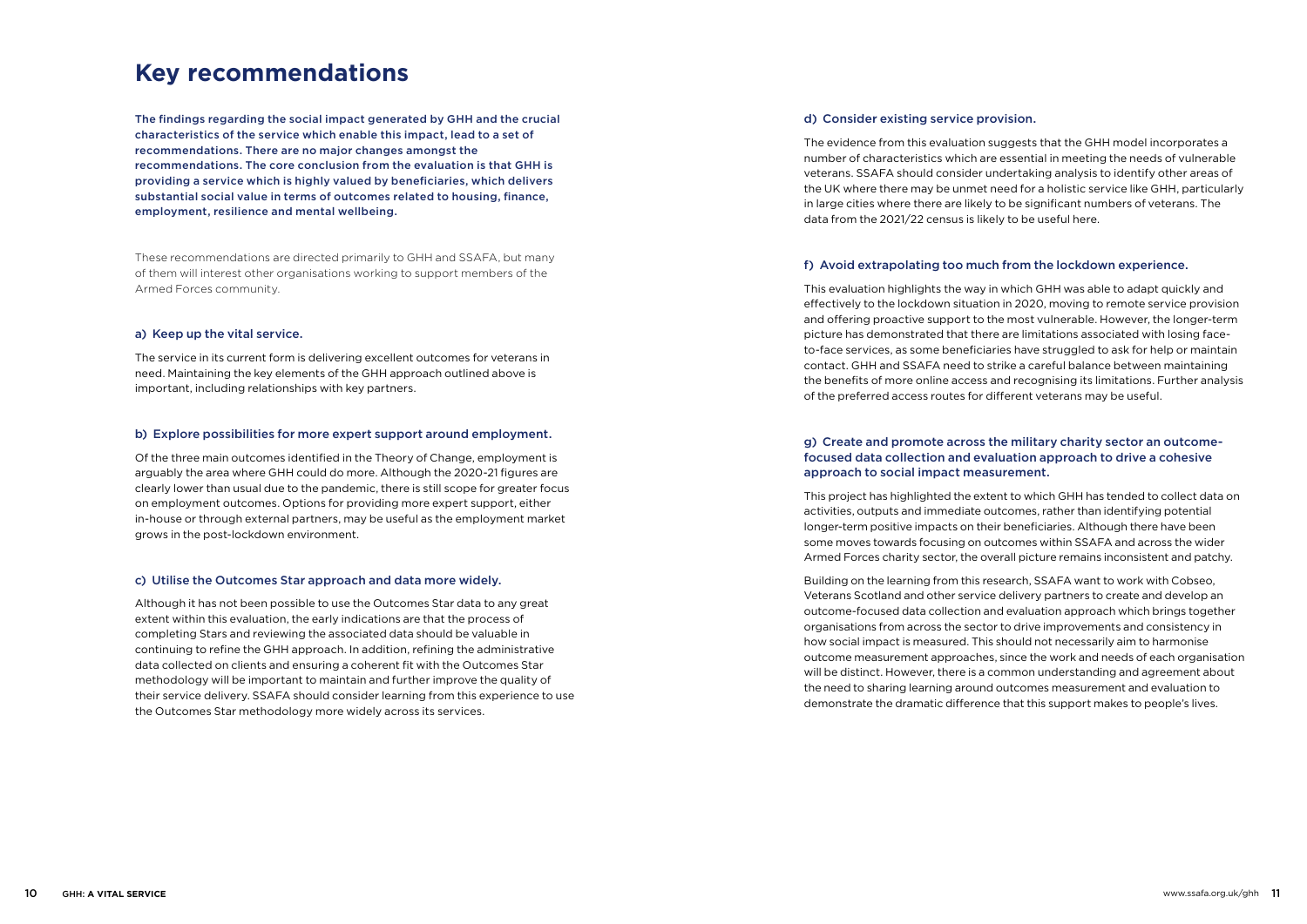# Key recommendations

**The findings regarding the social impact generated by GHH and the crucial characteristics of the service which enable this impact, lead to a set of recommendations. There are no major changes amongst the recommendations. The core conclusion from the evaluation is that GHH is providing a service which is highly valued by beneficiaries, which delivers substantial social value in terms of outcomes related to housing, finance, employment, resilience and mental wellbeing.**

These recommendations are directed primarily to GHH and SSAFA, but many of them will interest other organisations working to support members of the Armed Forces community.

### a) Keep up the vital service.

The service in its current form is delivering excellent outcomes for veterans in need. Maintaining the key elements of the GHH approach outlined above is important, including relationships with key partners.

### b) Explore possibilities for more expert support around employment.

Of the three main outcomes identified in the Theory of Change, employment is arguably the area where GHH could do more. Although the 2020-21 figures are clearly lower than usual due to the pandemic, there is still scope for greater focus on employment outcomes. Options for providing more expert support, either in-house or through external partners, may be useful as the employment market grows in the post-lockdown environment.

### c) Utilise the Outcomes Star approach and data more widely.

Although it has not been possible to use the Outcomes Star data to any great extent within this evaluation, the early indications are that the process of completing Stars and reviewing the associated data should be valuable in continuing to refine the GHH approach. In addition, refining the administrative data collected on clients and ensuring a coherent fit with the Outcomes Star methodology will be important to maintain and further improve the quality of their service delivery. SSAFA should consider learning from this experience to use the Outcomes Star methodology more widely across its services.

### d) Consider existing service provision.

The evidence from this evaluation suggests that the GHH model incorporates a number of characteristics which are essential in meeting the needs of vulnerable veterans. SSAFA should consider undertaking analysis to identify other areas of the UK where there may be unmet need for a holistic service like GHH, particularly in large cities where there are likely to be significant numbers of veterans. The data from the 2021/22 census is likely to be useful here.

### f) Avoid extrapolating too much from the lockdown experience.

This evaluation highlights the way in which GHH was able to adapt quickly and effectively to the lockdown situation in 2020, moving to remote service provision and offering proactive support to the most vulnerable. However, the longer-term picture has demonstrated that there are limitations associated with losing face-to-face services, as some beneficiaries have struggled to ask for help or maintain contact. GHH and SSAFA need to strike a careful balance between maintaining the benefits of more online access and recognising its limitations. Further analysis of the preferred access routes for different veterans may be useful.

### g) Create and promote across the military charity sector an outcome-focused data collection and evaluation approach to drive a cohesive approach to social impact measurement.

This project has highlighted the extent to which GHH has tended to collect data on activities, outputs and immediate outcomes, rather than identifying potential longer-term positive impacts on their beneficiaries. Although there have been some moves towards focusing on outcomes within SSAFA and across the wider Armed Forces charity sector, the overall picture remains inconsistent and patchy.

Building on the learning from this research, SSAFA want to work with Cobseo, Veterans Scotland and other service delivery partners to create and develop an outcome-focused data collection and evaluation approach which brings together organisations from across the sector to drive improvements and consistency in how social impact is measured. This should not necessarily aim to harmonise outcome measurement approaches, since the work and needs of each organisation will be distinct. However, there is a common understanding and agreement about the need to sharing learning around outcomes measurement and evaluation to demonstrate the dramatic difference that this support makes to people's lives.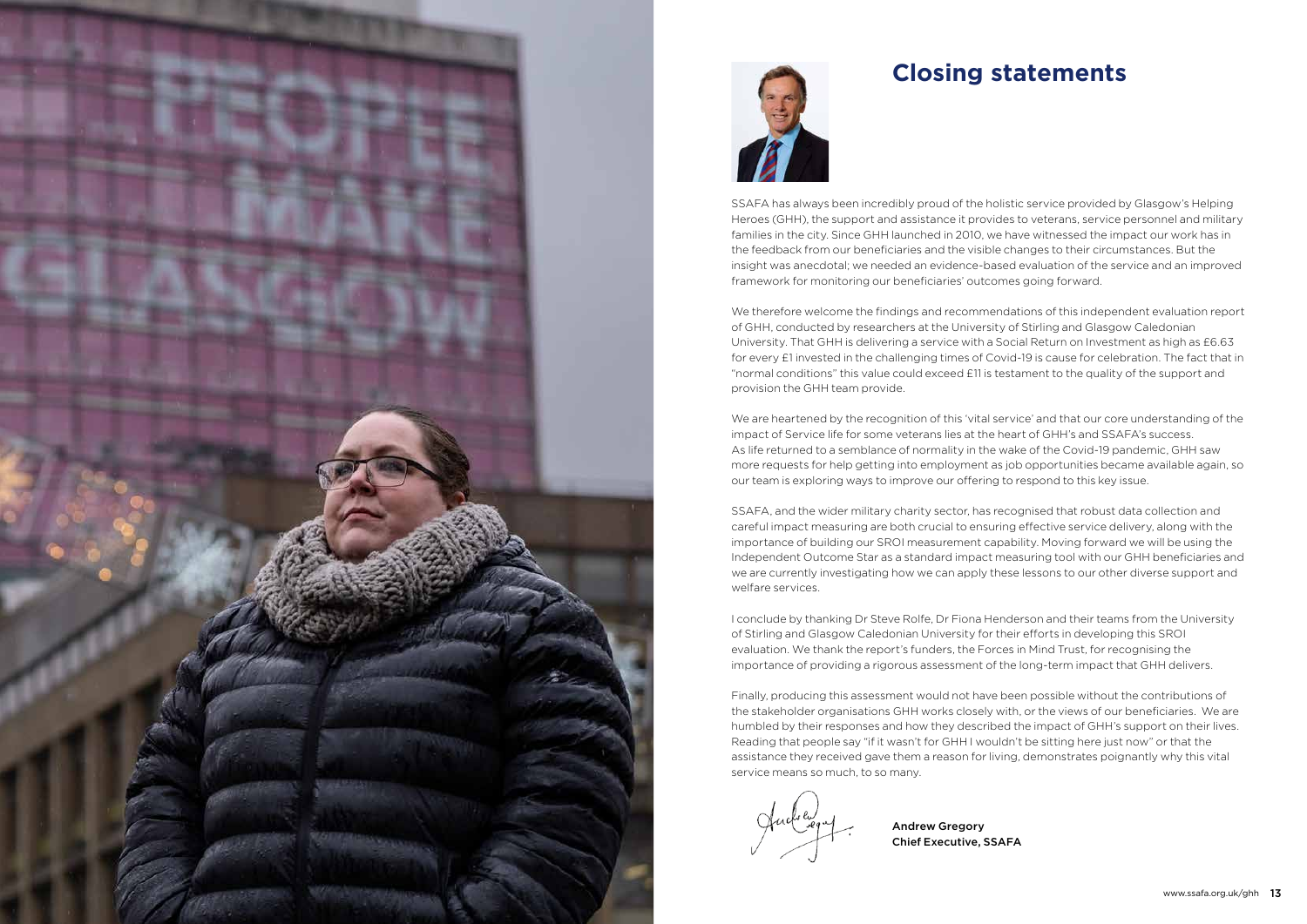# Closing statements

SSAFA has always been incredibly proud of the holistic service provided by Glasgow's Helping Heroes (GHH), the support and assistance it provides to veterans, service personnel and military families in the city. Since GHH launched in 2010, we have witnessed the impact our work has in the feedback from our beneficiaries and the visible changes to their circumstances. But the insight was anecdotal; we needed an evidence-based evaluation of the service and an improved framework for monitoring our beneficiaries' outcomes going forward.

We therefore welcome the findings and recommendations of this independent evaluation report of GHH, conducted by researchers at the University of Stirling and Glasgow Caledonian University. That GHH is delivering a service with a Social Return on Investment as high as £6.63 for every £1 invested in the challenging times of Covid-19 is cause for celebration. The fact that in "normal conditions" this value could exceed £11 is testament to the quality of the support and provision the GHH team provide.

We are heartened by the recognition of this 'vital service' and that our core understanding of the impact of Service life for some veterans lies at the heart of GHH's and SSAFA's success. As life returned to a semblance of normality in the wake of the Covid-19 pandemic, GHH saw more requests for help getting into employment as job opportunities became available again, so our team is exploring ways to improve our offering to respond to this key issue.

SSAFA, and the wider military charity sector, has recognised that robust data collection and careful impact measuring are both crucial to ensuring effective service delivery, along with the importance of building our SROI measurement capability. Moving forward we will be using the Independent Outcome Star as a standard impact measuring tool with our GHH beneficiaries and we are currently investigating how we can apply these lessons to our other diverse support and welfare services.

I conclude by thanking Dr Steve Rolfe, Dr Fiona Henderson and their teams from the University of Stirling and Glasgow Caledonian University for their efforts in developing this SROI evaluation. We thank the report's funders, the Forces in Mind Trust, for recognising the importance of providing a rigorous assessment of the long-term impact that GHH delivers.

Finally, producing this assessment would not have been possible without the contributions of the stakeholder organisations GHH works closely with, or the views of our beneficiaries. We are humbled by their responses and how they described the impact of GHH's support on their lives. Reading that people say "if it wasn't for GHH I wouldn't be sitting here just now" or that the assistance they received gave them a reason for living, demonstrates poignantly why this vital service means so much, to so many.

**Andrew Gregory**
**Chief Executive, SSAFA**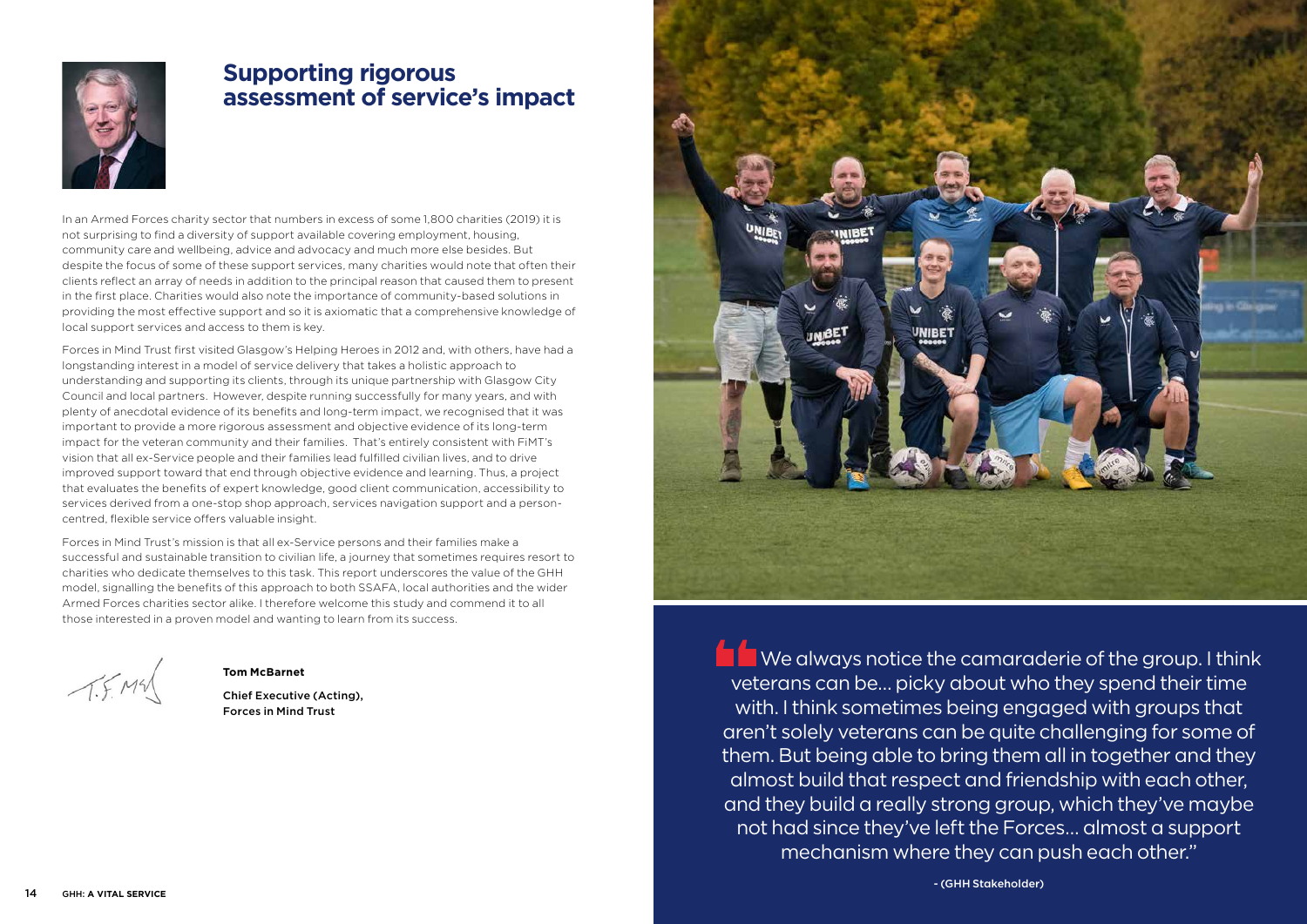## Supporting rigorous assessment of service's impact

In an Armed Forces charity sector that numbers in excess of some 1,800 charities (2019) it is not surprising to find a diversity of support available covering employment, housing, community care and wellbeing, advice and advocacy and much more else besides. But despite the focus of some of these support services, many charities would note that often their clients reflect an array of needs in addition to the principal reason that caused them to present in the first place. Charities would also note the importance of community-based solutions in providing the most effective support and so it is axiomatic that a comprehensive knowledge of local support services and access to them is key.

Forces in Mind Trust first visited Glasgow's Helping Heroes in 2012 and, with others, have had a longstanding interest in a model of service delivery that takes a holistic approach to understanding and supporting its clients, through its unique partnership with Glasgow City Council and local partners. However, despite running successfully for many years, and with plenty of anecdotal evidence of its benefits and long-term impact, we recognised that it was important to provide a more rigorous assessment and objective evidence of its long-term impact for the veteran community and their families. That's entirely consistent with FiMT's vision that all ex-Service people and their families lead fulfilled civilian lives, and to drive improved support toward that end through objective evidence and learning. Thus, a project that evaluates the benefits of expert knowledge, good client communication, accessibility to services derived from a one-stop shop approach, services navigation support and a person-centred, flexible service offers valuable insight.

Forces in Mind Trust's mission is that all ex-Service persons and their families make a successful and sustainable transition to civilian life, a journey that sometimes requires resort to charities who dedicate themselves to this task. This report underscores the value of the GHH model, signalling the benefits of this approach to both SSAFA, local authorities and the wider Armed Forces charities sector alike. I therefore welcome this study and commend it to all those interested in a proven model and wanting to learn from its success.

**Tom McBarnet**

Chief Executive (Acting),
Forces in Mind Trust

"We always notice the camaraderie of the group. I think veterans can be… picky about who they spend their time with. I think sometimes being engaged with groups that aren't solely veterans can be quite challenging for some of them. But being able to bring them all in together and they almost build that respect and friendship with each other, and they build a really strong group, which they've maybe not had since they've left the Forces… almost a support mechanism where they can push each other."

- (GHH Stakeholder)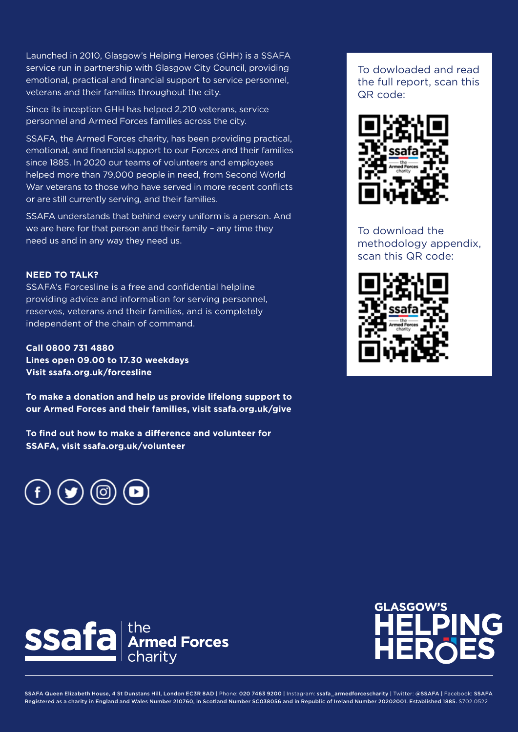Launched in 2010, Glasgow's Helping Heroes (GHH) is a SSAFA service run in partnership with Glasgow City Council, providing emotional, practical and financial support to service personnel, veterans and their families throughout the city.

Since its inception GHH has helped 2,210 veterans, service personnel and Armed Forces families across the city.

SSAFA, the Armed Forces charity, has been providing practical, emotional, and financial support to our Forces and their families since 1885. In 2020 our teams of volunteers and employees helped more than 79,000 people in need, from Second World War veterans to those who have served in more recent conflicts or are still currently serving, and their families.

SSAFA understands that behind every uniform is a person. And we are here for that person and their family – any time they need us and in any way they need us.

**NEED TO TALK?**
SSAFA's Forcesline is a free and confidential helpline providing advice and information for serving personnel, reserves, veterans and their families, and is completely independent of the chain of command.

**Call 0800 731 4880**
**Lines open 09.00 to 17.30 weekdays**
**Visit ssafa.org.uk/forcesline**

**To make a donation and help us provide lifelong support to our Armed Forces and their families, visit ssafa.org.uk/give**

**To find out how to make a difference and volunteer for SSAFA, visit ssafa.org.uk/volunteer**

To dowloaded and read the full report, scan this QR code:

To download the methodology appendix, scan this QR code:

ssafa the Armed Forces charity

GLASGOW'S HELPING HEROES

SSAFA Queen Elizabeth House, 4 St Dunstans Hill, London EC3R 8AD | Phone: 020 7463 9200 | Instagram: ssafa_armedforcescharity | Twitter: @SSAFA | Facebook: SSAFA
Registered as a charity in England and Wales Number 210760, in Scotland Number SC038056 and in Republic of Ireland Number 20202001. Established 1885. S702.0522